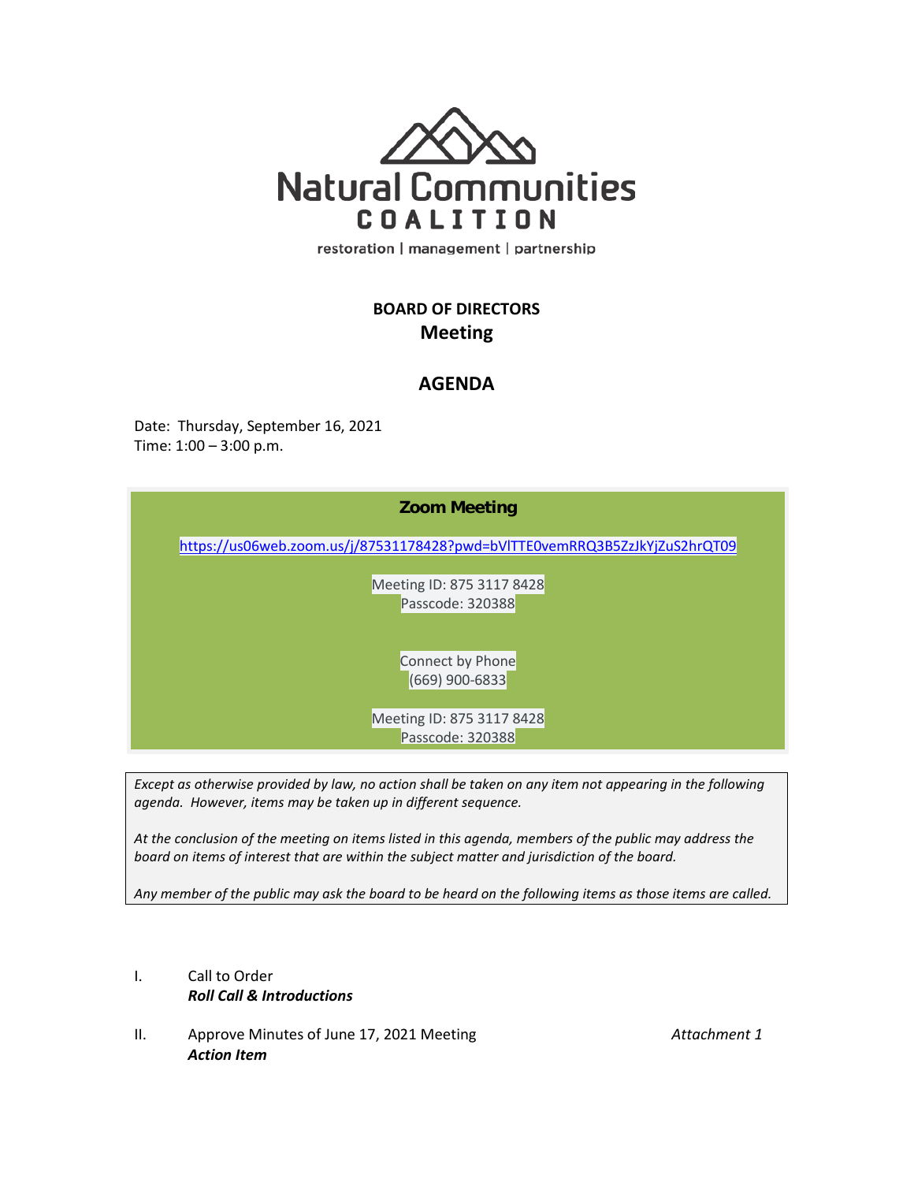# Natural Communities COALITION

restoration | management | partnership

## BOARD OF DIRECTORS
## Meeting

## AGENDA

Date: Thursday, September 16, 2021
Time: 1:00 – 3:00 p.m.

**Zoom Meeting**

https://us06web.zoom.us/j/87531178428?pwd=bVlTTE0vemRRQ3B5ZzJkYjZuS2hrQT09

Meeting ID: 875 3117 8428
Passcode: 320388

Connect by Phone
(669) 900-6833

Meeting ID: 875 3117 8428
Passcode: 320388

*Except as otherwise provided by law, no action shall be taken on any item not appearing in the following agenda. However, items may be taken up in different sequence.*

*At the conclusion of the meeting on items listed in this agenda, members of the public may address the board on items of interest that are within the subject matter and jurisdiction of the board.*

*Any member of the public may ask the board to be heard on the following items as those items are called.*

I. Call to Order
***Roll Call & Introductions***

II. Approve Minutes of June 17, 2021 Meeting — *Attachment 1*
***Action Item***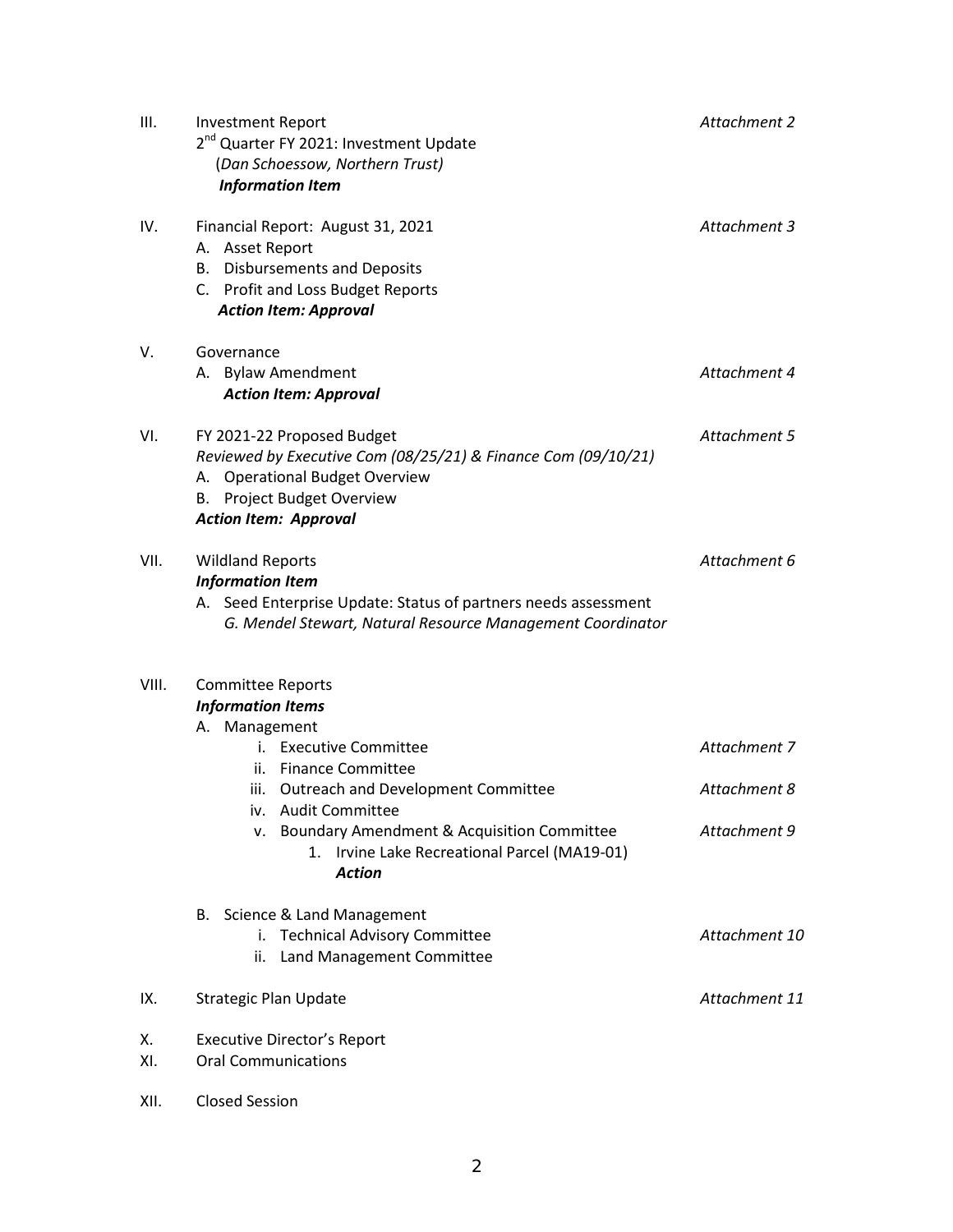III. Investment Report — *Attachment 2*
2nd Quarter FY 2021: Investment Update
(*Dan Schoessow, Northern Trust*)
***Information Item***

IV. Financial Report: August 31, 2021 — *Attachment 3*
A. Asset Report
B. Disbursements and Deposits
C. Profit and Loss Budget Reports
***Action Item: Approval***

V. Governance
A. Bylaw Amendment — *Attachment 4*
***Action Item: Approval***

VI. FY 2021-22 Proposed Budget — *Attachment 5*
*Reviewed by Executive Com (08/25/21) & Finance Com (09/10/21)*
A. Operational Budget Overview
B. Project Budget Overview
***Action Item: Approval***

VII. Wildland Reports — *Attachment 6*
***Information Item***
A. Seed Enterprise Update: Status of partners needs assessment
*G. Mendel Stewart, Natural Resource Management Coordinator*

VIII. Committee Reports
***Information Items***
A. Management
  i. Executive Committee — *Attachment 7*
  ii. Finance Committee
  iii. Outreach and Development Committee — *Attachment 8*
  iv. Audit Committee
  v. Boundary Amendment & Acquisition Committee — *Attachment 9*
    1. Irvine Lake Recreational Parcel (MA19-01)
    ***Action***

B. Science & Land Management
  i. Technical Advisory Committee — *Attachment 10*
  ii. Land Management Committee

IX. Strategic Plan Update — *Attachment 11*

X. Executive Director's Report

XI. Oral Communications

XII. Closed Session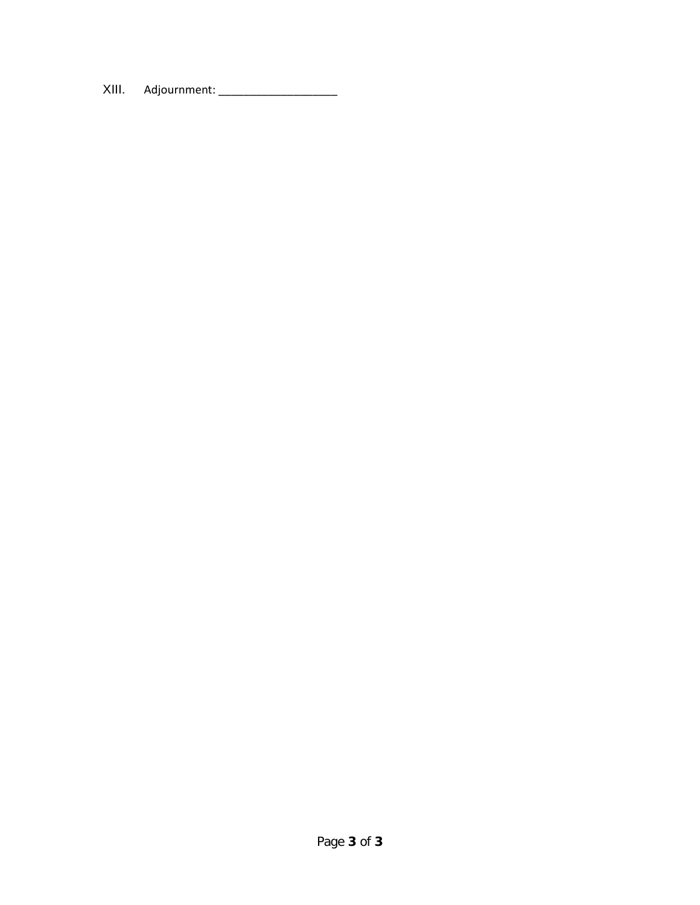XIII. Adjournment: ____________________